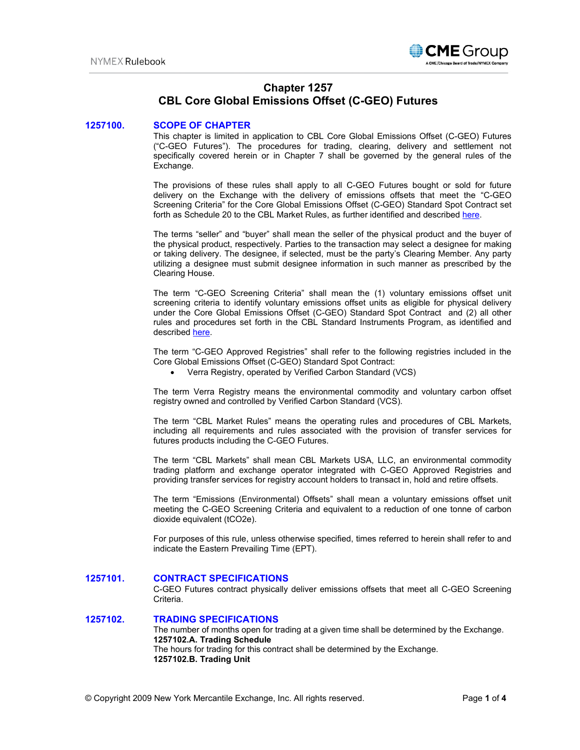# Chapter 1257
# CBL Core Global Emissions Offset (C-GEO) Futures

## 1257100. SCOPE OF CHAPTER

This chapter is limited in application to CBL Core Global Emissions Offset (C-GEO) Futures ("C-GEO Futures"). The procedures for trading, clearing, delivery and settlement not specifically covered herein or in Chapter 7 shall be governed by the general rules of the Exchange.

The provisions of these rules shall apply to all C-GEO Futures bought or sold for future delivery on the Exchange with the delivery of emissions offsets that meet the "C-GEO Screening Criteria" for the Core Global Emissions Offset (C-GEO) Standard Spot Contract set forth as Schedule 20 to the CBL Market Rules, as further identified and described here.

The terms "seller" and "buyer" shall mean the seller of the physical product and the buyer of the physical product, respectively. Parties to the transaction may select a designee for making or taking delivery. The designee, if selected, must be the party's Clearing Member. Any party utilizing a designee must submit designee information in such manner as prescribed by the Clearing House.

The term "C-GEO Screening Criteria" shall mean the (1) voluntary emissions offset unit screening criteria to identify voluntary emissions offset units as eligible for physical delivery under the Core Global Emissions Offset (C-GEO) Standard Spot Contract and (2) all other rules and procedures set forth in the CBL Standard Instruments Program, as identified and described here.

The term "C-GEO Approved Registries" shall refer to the following registries included in the Core Global Emissions Offset (C-GEO) Standard Spot Contract:

- Verra Registry, operated by Verified Carbon Standard (VCS)

The term Verra Registry means the environmental commodity and voluntary carbon offset registry owned and controlled by Verified Carbon Standard (VCS).

The term "CBL Market Rules" means the operating rules and procedures of CBL Markets, including all requirements and rules associated with the provision of transfer services for futures products including the C-GEO Futures.

The term "CBL Markets" shall mean CBL Markets USA, LLC, an environmental commodity trading platform and exchange operator integrated with C-GEO Approved Registries and providing transfer services for registry account holders to transact in, hold and retire offsets.

The term "Emissions (Environmental) Offsets" shall mean a voluntary emissions offset unit meeting the C-GEO Screening Criteria and equivalent to a reduction of one tonne of carbon dioxide equivalent (tCO2e).

For purposes of this rule, unless otherwise specified, times referred to herein shall refer to and indicate the Eastern Prevailing Time (EPT).

## 1257101. CONTRACT SPECIFICATIONS

C-GEO Futures contract physically deliver emissions offsets that meet all C-GEO Screening Criteria.

## 1257102. TRADING SPECIFICATIONS

The number of months open for trading at a given time shall be determined by the Exchange.

**1257102.A. Trading Schedule**

The hours for trading for this contract shall be determined by the Exchange.

**1257102.B. Trading Unit**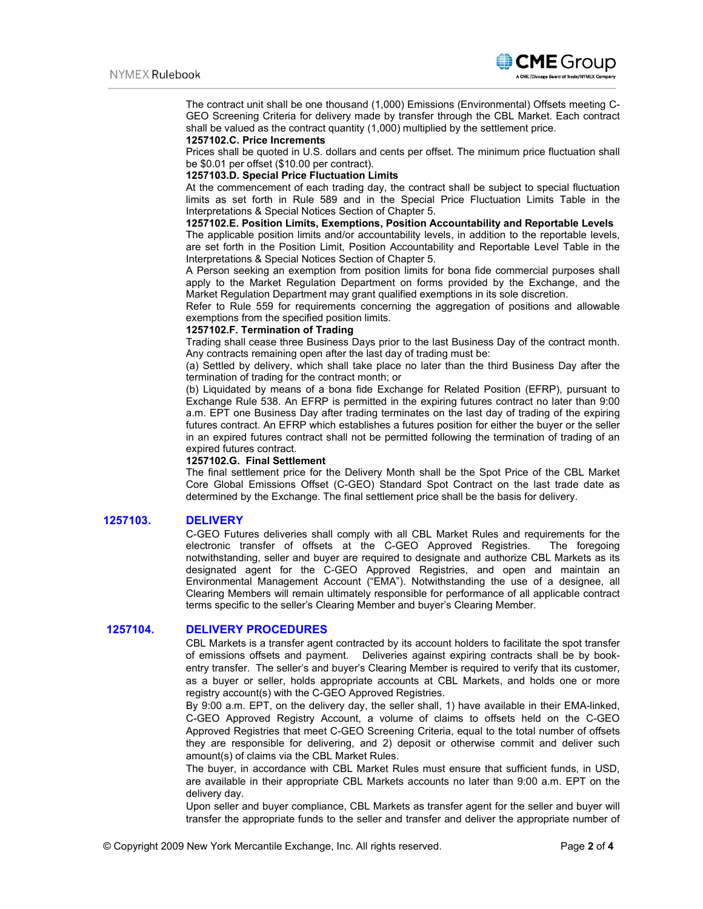The contract unit shall be one thousand (1,000) Emissions (Environmental) Offsets meeting C-GEO Screening Criteria for delivery made by transfer through the CBL Market. Each contract shall be valued as the contract quantity (1,000) multiplied by the settlement price.

**1257102.C. Price Increments**

Prices shall be quoted in U.S. dollars and cents per offset. The minimum price fluctuation shall be $0.01 per offset ($10.00 per contract).

**1257103.D. Special Price Fluctuation Limits**

At the commencement of each trading day, the contract shall be subject to special fluctuation limits as set forth in Rule 589 and in the Special Price Fluctuation Limits Table in the Interpretations & Special Notices Section of Chapter 5.

**1257102.E. Position Limits, Exemptions, Position Accountability and Reportable Levels**

The applicable position limits and/or accountability levels, in addition to the reportable levels, are set forth in the Position Limit, Position Accountability and Reportable Level Table in the Interpretations & Special Notices Section of Chapter 5.

A Person seeking an exemption from position limits for bona fide commercial purposes shall apply to the Market Regulation Department on forms provided by the Exchange, and the Market Regulation Department may grant qualified exemptions in its sole discretion.

Refer to Rule 559 for requirements concerning the aggregation of positions and allowable exemptions from the specified position limits.

**1257102.F. Termination of Trading**

Trading shall cease three Business Days prior to the last Business Day of the contract month. Any contracts remaining open after the last day of trading must be:

(a) Settled by delivery, which shall take place no later than the third Business Day after the termination of trading for the contract month; or

(b) Liquidated by means of a bona fide Exchange for Related Position (EFRP), pursuant to Exchange Rule 538. An EFRP is permitted in the expiring futures contract no later than 9:00 a.m. EPT one Business Day after trading terminates on the last day of trading of the expiring futures contract. An EFRP which establishes a futures position for either the buyer or the seller in an expired futures contract shall not be permitted following the termination of trading of an expired futures contract.

**1257102.G. Final Settlement**

The final settlement price for the Delivery Month shall be the Spot Price of the CBL Market Core Global Emissions Offset (C-GEO) Standard Spot Contract on the last trade date as determined by the Exchange. The final settlement price shall be the basis for delivery.

## 1257103. DELIVERY

C-GEO Futures deliveries shall comply with all CBL Market Rules and requirements for the electronic transfer of offsets at the C-GEO Approved Registries. The foregoing notwithstanding, seller and buyer are required to designate and authorize CBL Markets as its designated agent for the C-GEO Approved Registries, and open and maintain an Environmental Management Account ("EMA"). Notwithstanding the use of a designee, all Clearing Members will remain ultimately responsible for performance of all applicable contract terms specific to the seller's Clearing Member and buyer's Clearing Member.

## 1257104. DELIVERY PROCEDURES

CBL Markets is a transfer agent contracted by its account holders to facilitate the spot transfer of emissions offsets and payment. Deliveries against expiring contracts shall be by book-entry transfer. The seller's and buyer's Clearing Member is required to verify that its customer, as a buyer or seller, holds appropriate accounts at CBL Markets, and holds one or more registry account(s) with the C-GEO Approved Registries.

By 9:00 a.m. EPT, on the delivery day, the seller shall, 1) have available in their EMA-linked, C-GEO Approved Registry Account, a volume of claims to offsets held on the C-GEO Approved Registries that meet C-GEO Screening Criteria, equal to the total number of offsets they are responsible for delivering, and 2) deposit or otherwise commit and deliver such amount(s) of claims via the CBL Market Rules.

The buyer, in accordance with CBL Market Rules must ensure that sufficient funds, in USD, are available in their appropriate CBL Markets accounts no later than 9:00 a.m. EPT on the delivery day.

Upon seller and buyer compliance, CBL Markets as transfer agent for the seller and buyer will transfer the appropriate funds to the seller and transfer and deliver the appropriate number of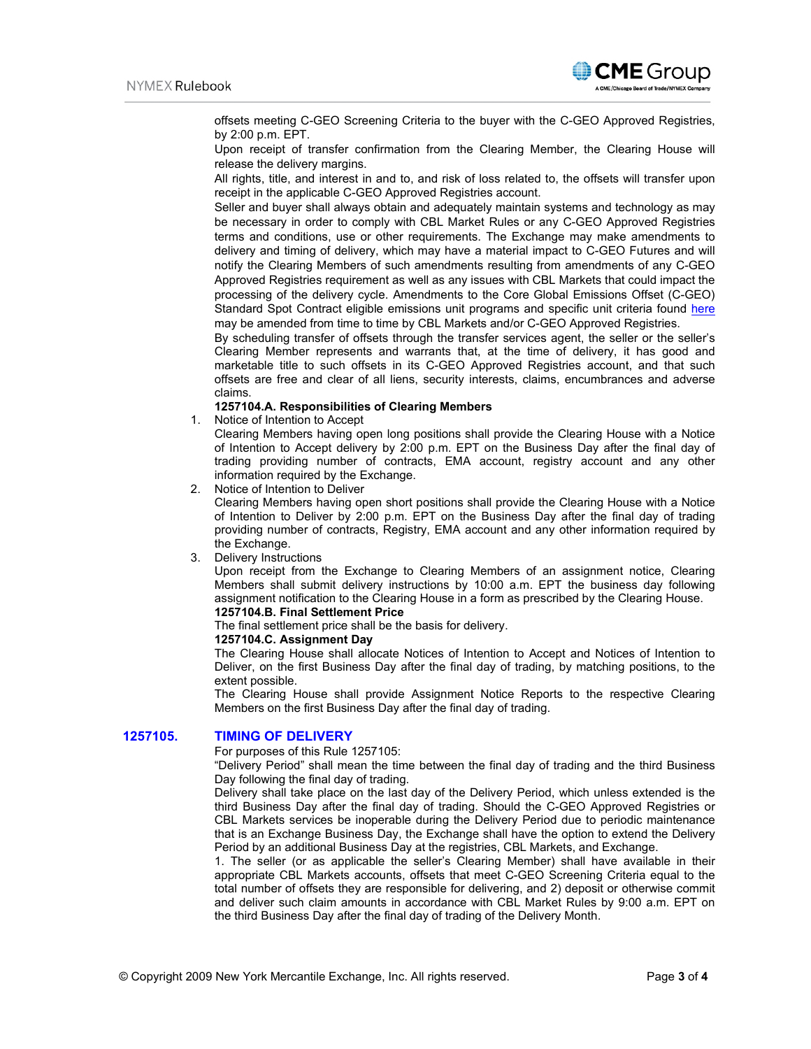offsets meeting C-GEO Screening Criteria to the buyer with the C-GEO Approved Registries, by 2:00 p.m. EPT.

Upon receipt of transfer confirmation from the Clearing Member, the Clearing House will release the delivery margins.

All rights, title, and interest in and to, and risk of loss related to, the offsets will transfer upon receipt in the applicable C-GEO Approved Registries account.

Seller and buyer shall always obtain and adequately maintain systems and technology as may be necessary in order to comply with CBL Market Rules or any C-GEO Approved Registries terms and conditions, use or other requirements. The Exchange may make amendments to delivery and timing of delivery, which may have a material impact to C-GEO Futures and will notify the Clearing Members of such amendments resulting from amendments of any C-GEO Approved Registries requirement as well as any issues with CBL Markets that could impact the processing of the delivery cycle. Amendments to the Core Global Emissions Offset (C-GEO) Standard Spot Contract eligible emissions unit programs and specific unit criteria found here may be amended from time to time by CBL Markets and/or C-GEO Approved Registries.

By scheduling transfer of offsets through the transfer services agent, the seller or the seller's Clearing Member represents and warrants that, at the time of delivery, it has good and marketable title to such offsets in its C-GEO Approved Registries account, and that such offsets are free and clear of all liens, security interests, claims, encumbrances and adverse claims.

**1257104.A. Responsibilities of Clearing Members**

1. Notice of Intention to Accept

   Clearing Members having open long positions shall provide the Clearing House with a Notice of Intention to Accept delivery by 2:00 p.m. EPT on the Business Day after the final day of trading providing number of contracts, EMA account, registry account and any other information required by the Exchange.

2. Notice of Intention to Deliver

   Clearing Members having open short positions shall provide the Clearing House with a Notice of Intention to Deliver by 2:00 p.m. EPT on the Business Day after the final day of trading providing number of contracts, Registry, EMA account and any other information required by the Exchange.

3. Delivery Instructions

   Upon receipt from the Exchange to Clearing Members of an assignment notice, Clearing Members shall submit delivery instructions by 10:00 a.m. EPT the business day following assignment notification to the Clearing House in a form as prescribed by the Clearing House.

**1257104.B. Final Settlement Price**

The final settlement price shall be the basis for delivery.

**1257104.C. Assignment Day**

The Clearing House shall allocate Notices of Intention to Accept and Notices of Intention to Deliver, on the first Business Day after the final day of trading, by matching positions, to the extent possible.

The Clearing House shall provide Assignment Notice Reports to the respective Clearing Members on the first Business Day after the final day of trading.

## 1257105. TIMING OF DELIVERY

For purposes of this Rule 1257105:

"Delivery Period" shall mean the time between the final day of trading and the third Business Day following the final day of trading.

Delivery shall take place on the last day of the Delivery Period, which unless extended is the third Business Day after the final day of trading. Should the C-GEO Approved Registries or CBL Markets services be inoperable during the Delivery Period due to periodic maintenance that is an Exchange Business Day, the Exchange shall have the option to extend the Delivery Period by an additional Business Day at the registries, CBL Markets, and Exchange.

1. The seller (or as applicable the seller's Clearing Member) shall have available in their appropriate CBL Markets accounts, offsets that meet C-GEO Screening Criteria equal to the total number of offsets they are responsible for delivering, and 2) deposit or otherwise commit and deliver such claim amounts in accordance with CBL Market Rules by 9:00 a.m. EPT on the third Business Day after the final day of trading of the Delivery Month.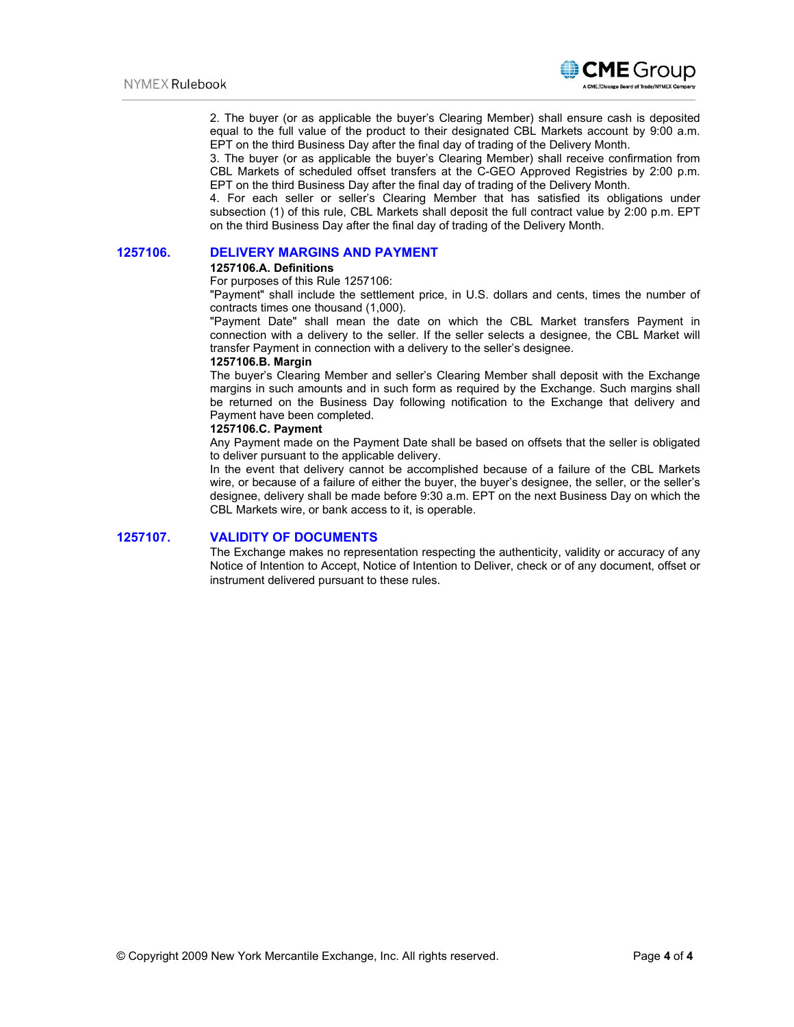2. The buyer (or as applicable the buyer's Clearing Member) shall ensure cash is deposited equal to the full value of the product to their designated CBL Markets account by 9:00 a.m. EPT on the third Business Day after the final day of trading of the Delivery Month.

3. The buyer (or as applicable the buyer's Clearing Member) shall receive confirmation from CBL Markets of scheduled offset transfers at the C-GEO Approved Registries by 2:00 p.m. EPT on the third Business Day after the final day of trading of the Delivery Month.

4. For each seller or seller's Clearing Member that has satisfied its obligations under subsection (1) of this rule, CBL Markets shall deposit the full contract value by 2:00 p.m. EPT on the third Business Day after the final day of trading of the Delivery Month.

## 1257106. DELIVERY MARGINS AND PAYMENT

### 1257106.A. Definitions

For purposes of this Rule 1257106:

"Payment" shall include the settlement price, in U.S. dollars and cents, times the number of contracts times one thousand (1,000).

"Payment Date" shall mean the date on which the CBL Market transfers Payment in connection with a delivery to the seller. If the seller selects a designee, the CBL Market will transfer Payment in connection with a delivery to the seller's designee.

### 1257106.B. Margin

The buyer's Clearing Member and seller's Clearing Member shall deposit with the Exchange margins in such amounts and in such form as required by the Exchange. Such margins shall be returned on the Business Day following notification to the Exchange that delivery and Payment have been completed.

### 1257106.C. Payment

Any Payment made on the Payment Date shall be based on offsets that the seller is obligated to deliver pursuant to the applicable delivery.

In the event that delivery cannot be accomplished because of a failure of the CBL Markets wire, or because of a failure of either the buyer, the buyer's designee, the seller, or the seller's designee, delivery shall be made before 9:30 a.m. EPT on the next Business Day on which the CBL Markets wire, or bank access to it, is operable.

## 1257107. VALIDITY OF DOCUMENTS

The Exchange makes no representation respecting the authenticity, validity or accuracy of any Notice of Intention to Accept, Notice of Intention to Deliver, check or of any document, offset or instrument delivered pursuant to these rules.